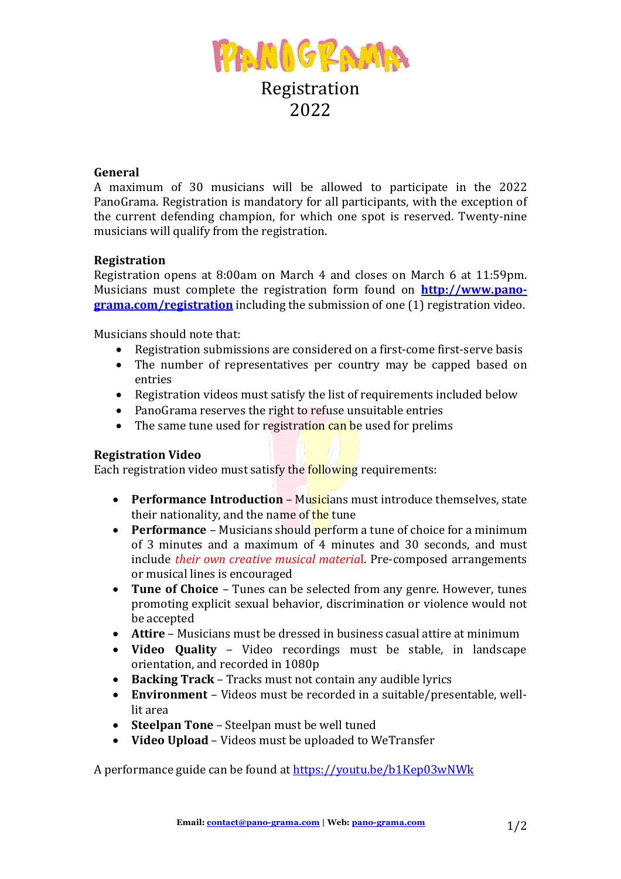# PanoGrama

# Registration 2022

### General

A maximum of 30 musicians will be allowed to participate in the 2022 PanoGrama. Registration is mandatory for all participants, with the exception of the current defending champion, for which one spot is reserved. Twenty-nine musicians will qualify from the registration.

### Registration

Registration opens at 8:00am on March 4 and closes on March 6 at 11:59pm. Musicians must complete the registration form found on **http://www.pano-grama.com/registration** including the submission of one (1) registration video.

Musicians should note that:

- Registration submissions are considered on a first-come first-serve basis
- The number of representatives per country may be capped based on entries
- Registration videos must satisfy the list of requirements included below
- PanoGrama reserves the right to refuse unsuitable entries
- The same tune used for registration can be used for prelims

### Registration Video

Each registration video must satisfy the following requirements:

- **Performance Introduction** – Musicians must introduce themselves, state their nationality, and the name of the tune
- **Performance** – Musicians should perform a tune of choice for a minimum of 3 minutes and a maximum of 4 minutes and 30 seconds, and must include *their own creative musical material*. Pre-composed arrangements or musical lines is encouraged
- **Tune of Choice** – Tunes can be selected from any genre. However, tunes promoting explicit sexual behavior, discrimination or violence would not be accepted
- **Attire** – Musicians must be dressed in business casual attire at minimum
- **Video Quality** – Video recordings must be stable, in landscape orientation, and recorded in 1080p
- **Backing Track** – Tracks must not contain any audible lyrics
- **Environment** – Videos must be recorded in a suitable/presentable, well-lit area
- **Steelpan Tone** – Steelpan must be well tuned
- **Video Upload** – Videos must be uploaded to WeTransfer

A performance guide can be found at https://youtu.be/b1Kep03wNWk

**Email:** contact@pano-grama.com | **Web:** pano-grama.com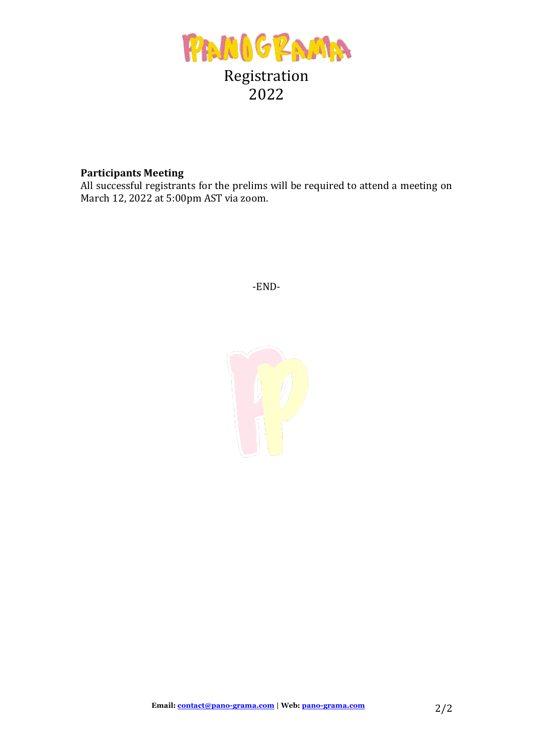# PANOGRAMA

Registration
2022

**Participants Meeting**
All successful registrants for the prelims will be required to attend a meeting on March 12, 2022 at 5:00pm AST via zoom.

-END-

**Email:** contact@pano-grama.com | **Web:** pano-grama.com